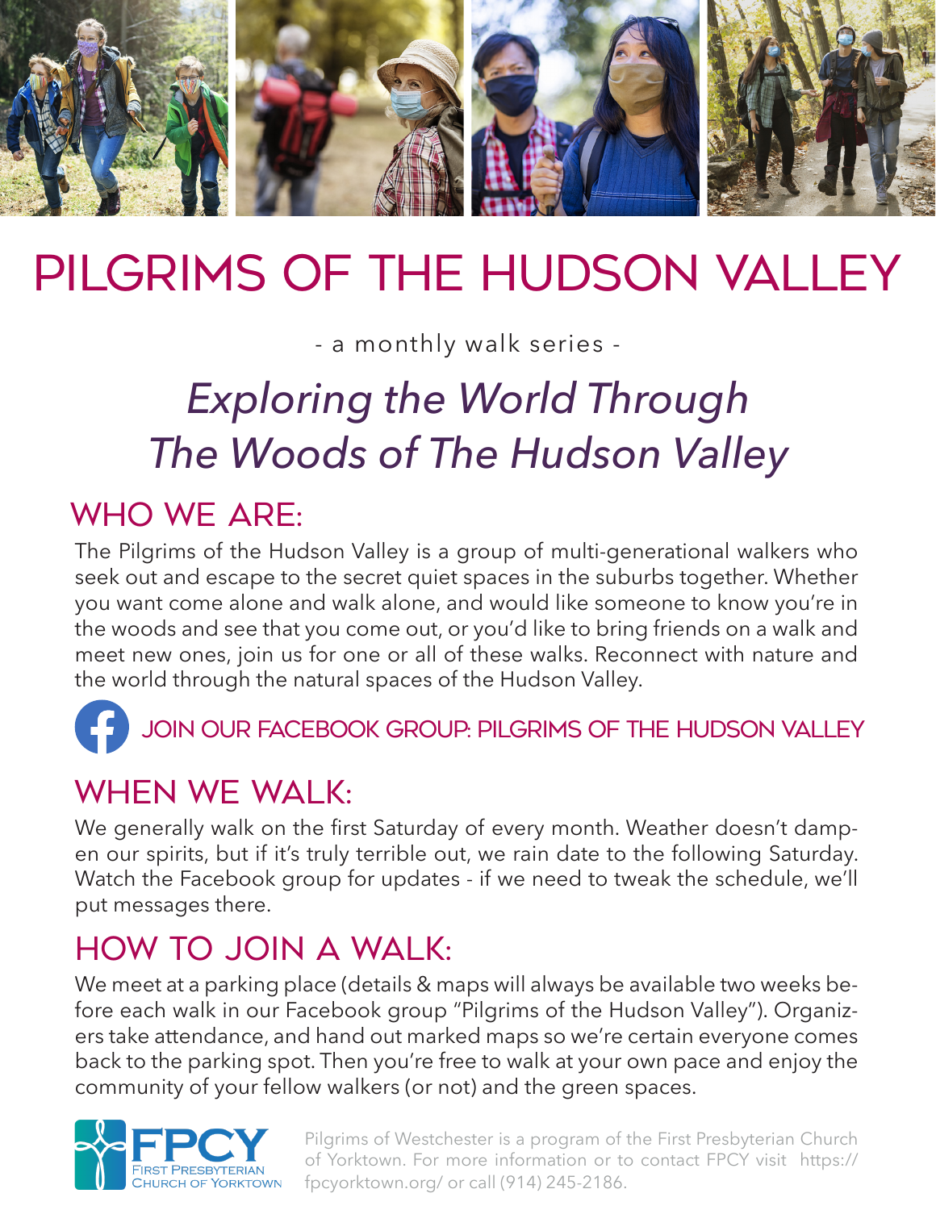# PILGRIMS OF THE HUDSON VALLEY

- a monthly walk series -

## *Exploring the World Through The Woods of The Hudson Valley*

## WHO WE ARE:

The Pilgrims of the Hudson Valley is a group of multi-generational walkers who seek out and escape to the secret quiet spaces in the suburbs together. Whether you want come alone and walk alone, and would like someone to know you're in the woods and see that you come out, or you'd like to bring friends on a walk and meet new ones, join us for one or all of these walks. Reconnect with nature and the world through the natural spaces of the Hudson Valley.

JOIN OUR FACEBOOK GROUP: PILGRIMS OF THE HUDSON VALLEY

## WHEN WE WALK:

We generally walk on the first Saturday of every month. Weather doesn't dampen our spirits, but if it's truly terrible out, we rain date to the following Saturday. Watch the Facebook group for updates - if we need to tweak the schedule, we'll put messages there.

## HOW TO JOIN A WALK:

We meet at a parking place (details & maps will always be available two weeks before each walk in our Facebook group "Pilgrims of the Hudson Valley"). Organizers take attendance, and hand out marked maps so we're certain everyone comes back to the parking spot. Then you're free to walk at your own pace and enjoy the community of your fellow walkers (or not) and the green spaces.

FPCY First Presbyterian Church of Yorktown

Pilgrims of Westchester is a program of the First Presbyterian Church of Yorktown. For more information or to contact FPCY visit https://fpcyorktown.org/ or call (914) 245-2186.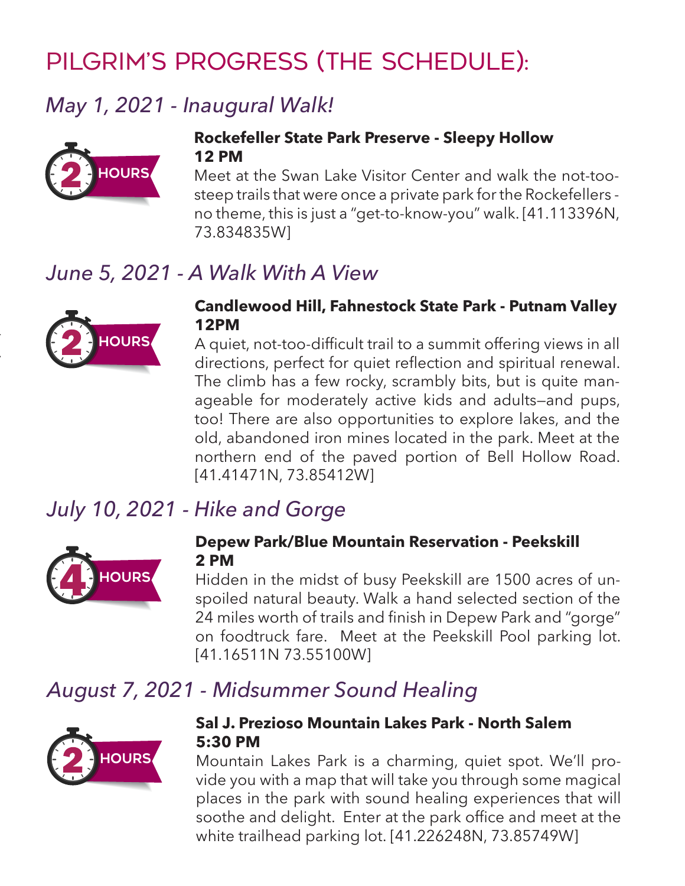# PILGRIM'S PROGRESS (THE SCHEDULE):

## *May 1, 2021 - Inaugural Walk!*

2 HOURS

**Rockefeller State Park Preserve - Sleepy Hollow**
**12 PM**

Meet at the Swan Lake Visitor Center and walk the not-too-steep trails that were once a private park for the Rockefellers - no theme, this is just a "get-to-know-you" walk. [41.113396N, 73.834835W]

## *June 5, 2021 - A Walk With A View*

2 HOURS

**Candlewood Hill, Fahnestock State Park - Putnam Valley**
**12PM**

A quiet, not-too-difficult trail to a summit offering views in all directions, perfect for quiet reflection and spiritual renewal. The climb has a few rocky, scrambly bits, but is quite manageable for moderately active kids and adults—and pups, too! There are also opportunities to explore lakes, and the old, abandoned iron mines located in the park. Meet at the northern end of the paved portion of Bell Hollow Road. [41.41471N, 73.85412W]

## *July 10, 2021 - Hike and Gorge*

4 HOURS

**Depew Park/Blue Mountain Reservation - Peekskill**
**2 PM**

Hidden in the midst of busy Peekskill are 1500 acres of unspoiled natural beauty. Walk a hand selected section of the 24 miles worth of trails and finish in Depew Park and "gorge" on foodtruck fare. Meet at the Peekskill Pool parking lot. [41.16511N 73.55100W]

## *August 7, 2021 - Midsummer Sound Healing*

2 HOURS

**Sal J. Prezioso Mountain Lakes Park - North Salem**
**5:30 PM**

Mountain Lakes Park is a charming, quiet spot. We'll provide you with a map that will take you through some magical places in the park with sound healing experiences that will soothe and delight. Enter at the park office and meet at the white trailhead parking lot. [41.226248N, 73.85749W]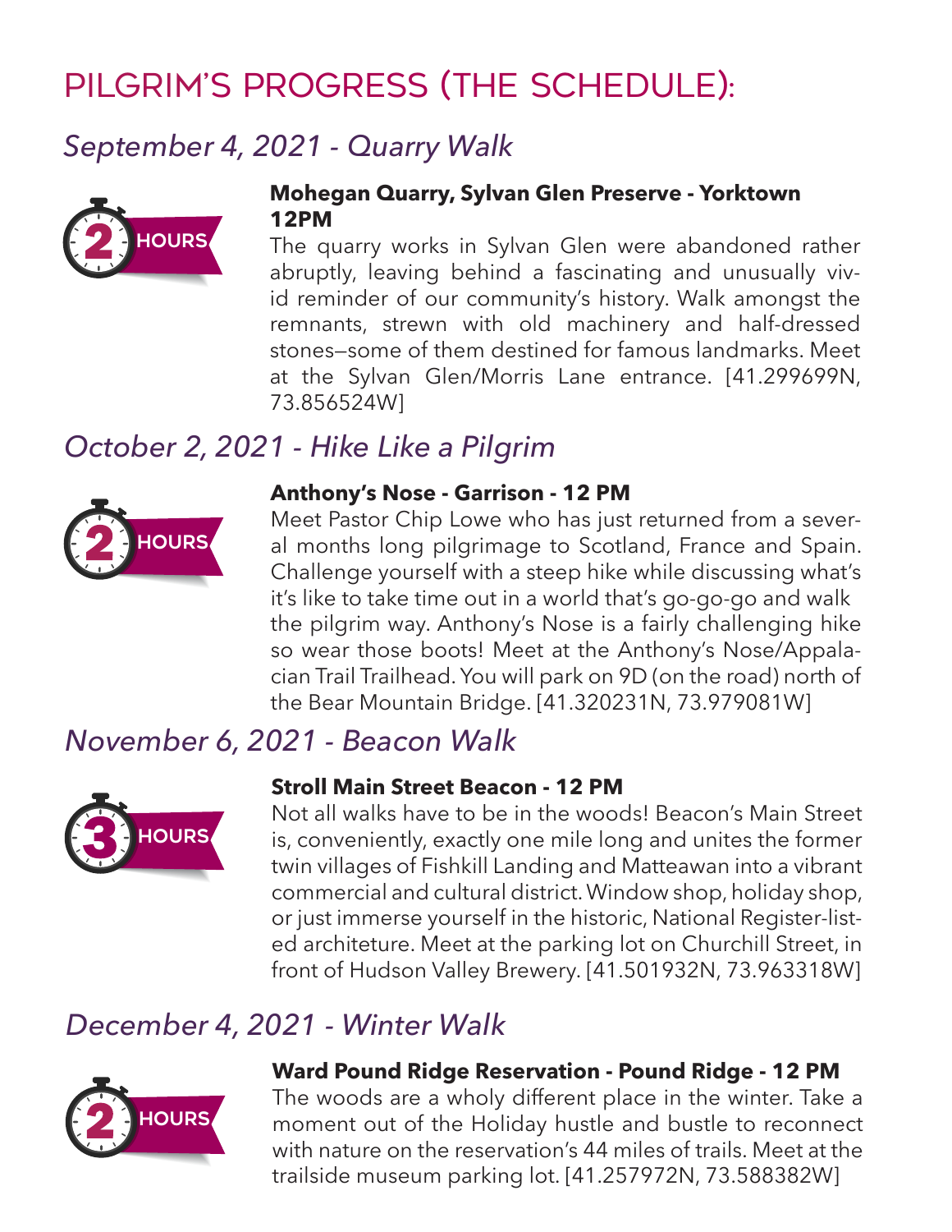# PILGRIM'S PROGRESS (THE SCHEDULE):

## *September 4, 2021 - Quarry Walk*

2 HOURS

**Mohegan Quarry, Sylvan Glen Preserve - Yorktown 12PM**

The quarry works in Sylvan Glen were abandoned rather abruptly, leaving behind a fascinating and unusually vivid reminder of our community's history. Walk amongst the remnants, strewn with old machinery and half-dressed stones—some of them destined for famous landmarks. Meet at the Sylvan Glen/Morris Lane entrance. [41.299699N, 73.856524W]

## *October 2, 2021 - Hike Like a Pilgrim*

2 HOURS

**Anthony's Nose - Garrison - 12 PM**

Meet Pastor Chip Lowe who has just returned from a several months long pilgrimage to Scotland, France and Spain. Challenge yourself with a steep hike while discussing what's it's like to take time out in a world that's go-go-go and walk the pilgrim way. Anthony's Nose is a fairly challenging hike so wear those boots! Meet at the Anthony's Nose/Appalacian Trail Trailhead. You will park on 9D (on the road) north of the Bear Mountain Bridge. [41.320231N, 73.979081W]

## *November 6, 2021 - Beacon Walk*

3 HOURS

**Stroll Main Street Beacon - 12 PM**

Not all walks have to be in the woods! Beacon's Main Street is, conveniently, exactly one mile long and unites the former twin villages of Fishkill Landing and Matteawan into a vibrant commercial and cultural district. Window shop, holiday shop, or just immerse yourself in the historic, National Register-listed architeture. Meet at the parking lot on Churchill Street, in front of Hudson Valley Brewery. [41.501932N, 73.963318W]

## *December 4, 2021 - Winter Walk*

2 HOURS

**Ward Pound Ridge Reservation - Pound Ridge - 12 PM**

The woods are a wholy different place in the winter. Take a moment out of the Holiday hustle and bustle to reconnect with nature on the reservation's 44 miles of trails. Meet at the trailside museum parking lot. [41.257972N, 73.588382W]